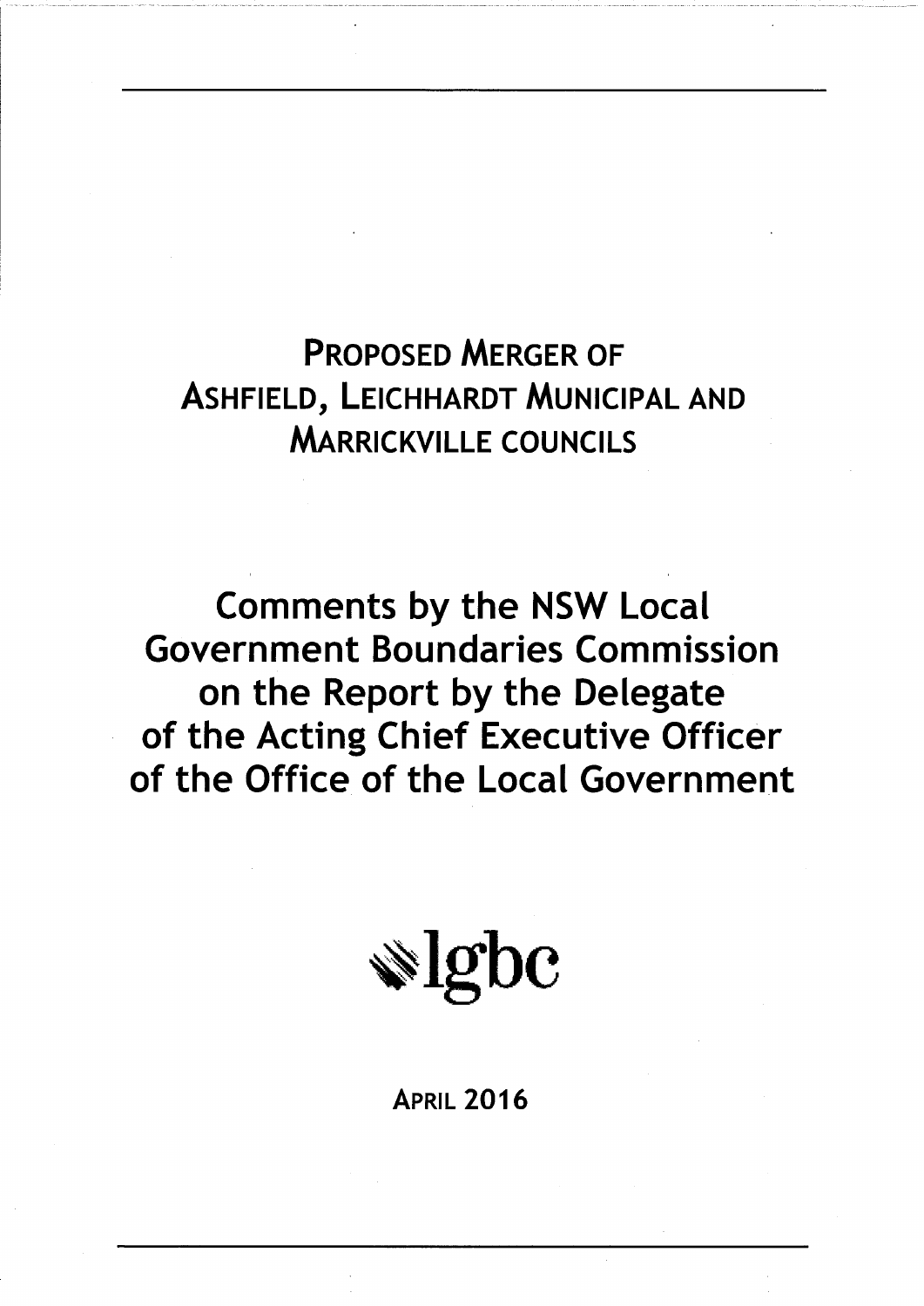# PROPOSED MERGER OF ASHFIELD, LEICHHARDT MUNICIPAL AND MARRICKVILLE COUNCILS

## Comments by the NSW Local Government Boundaries Commission on the Report by the Delegate of the Acting Chief Executive Officer of the Office of the Local Government

lgbc

APRIL 2016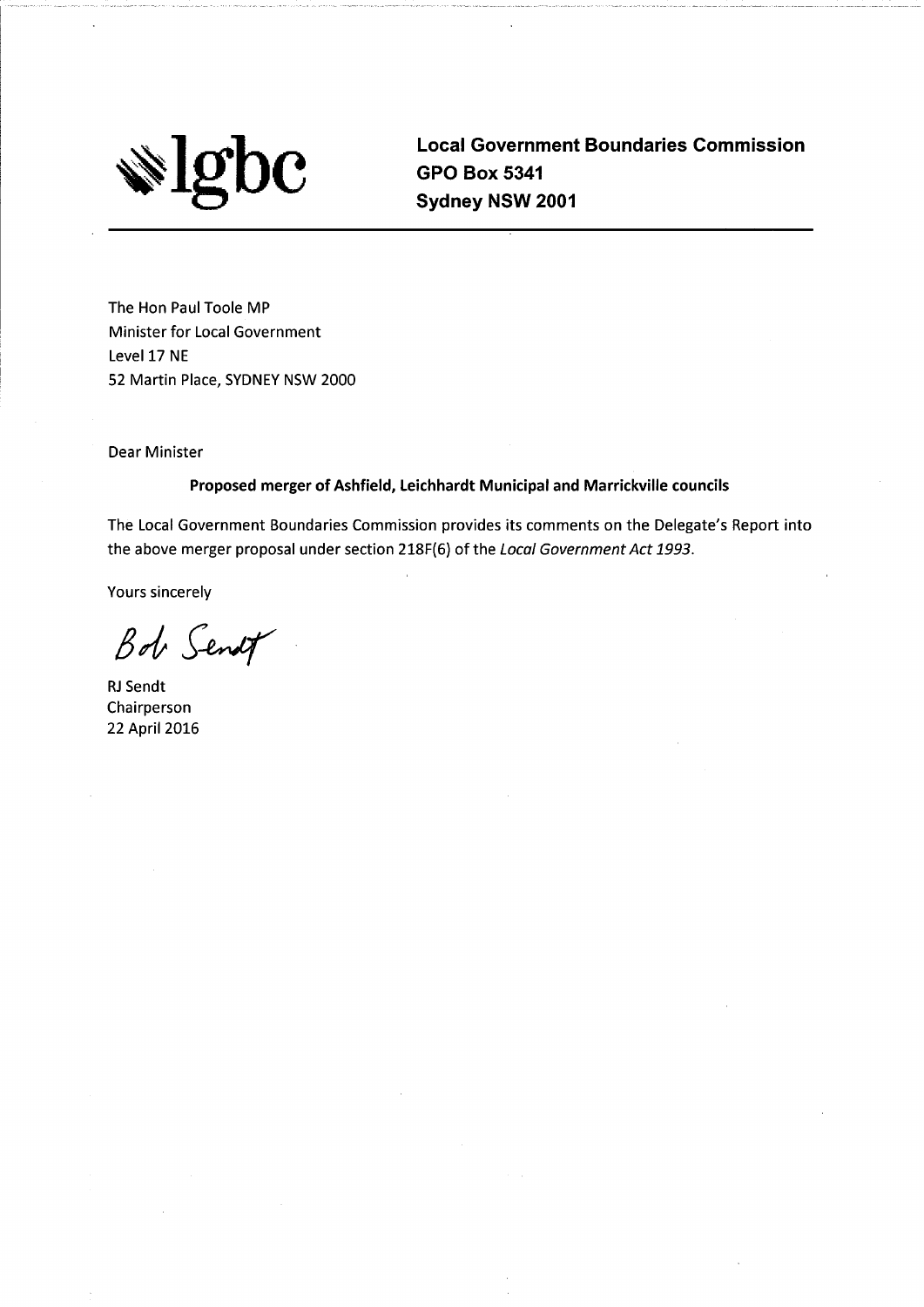**lgbc**

**Local Government Boundaries Commission**
**GPO Box 5341**
**Sydney NSW 2001**

---

The Hon Paul Toole MP
Minister for Local Government
Level 17 NE
52 Martin Place, SYDNEY NSW 2000

Dear Minister

**Proposed merger of Ashfield, Leichhardt Municipal and Marrickville councils**

The Local Government Boundaries Commission provides its comments on the Delegate's Report into the above merger proposal under section 218F(6) of the *Local Government Act 1993*.

Yours sincerely

Bob Sendt

RJ Sendt
Chairperson
22 April 2016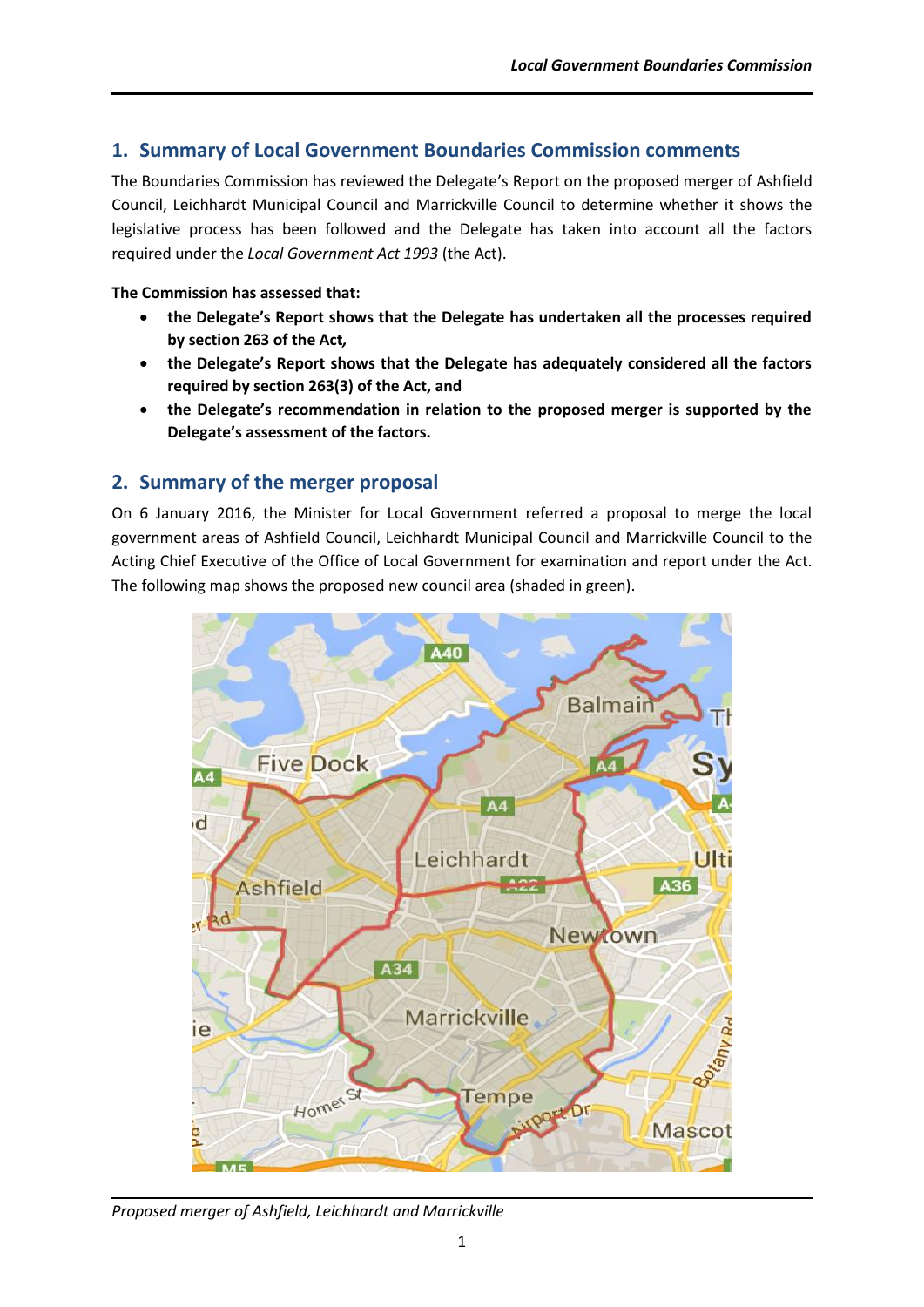## 1. Summary of Local Government Boundaries Commission comments

The Boundaries Commission has reviewed the Delegate's Report on the proposed merger of Ashfield Council, Leichhardt Municipal Council and Marrickville Council to determine whether it shows the legislative process has been followed and the Delegate has taken into account all the factors required under the *Local Government Act 1993* (the Act).

**The Commission has assessed that:**

- **the Delegate's Report shows that the Delegate has undertaken all the processes required by section 263 of the Act,**
- **the Delegate's Report shows that the Delegate has adequately considered all the factors required by section 263(3) of the Act, and**
- **the Delegate's recommendation in relation to the proposed merger is supported by the Delegate's assessment of the factors.**

## 2. Summary of the merger proposal

On 6 January 2016, the Minister for Local Government referred a proposal to merge the local government areas of Ashfield Council, Leichhardt Municipal Council and Marrickville Council to the Acting Chief Executive of the Office of Local Government for examination and report under the Act. The following map shows the proposed new council area (shaded in green).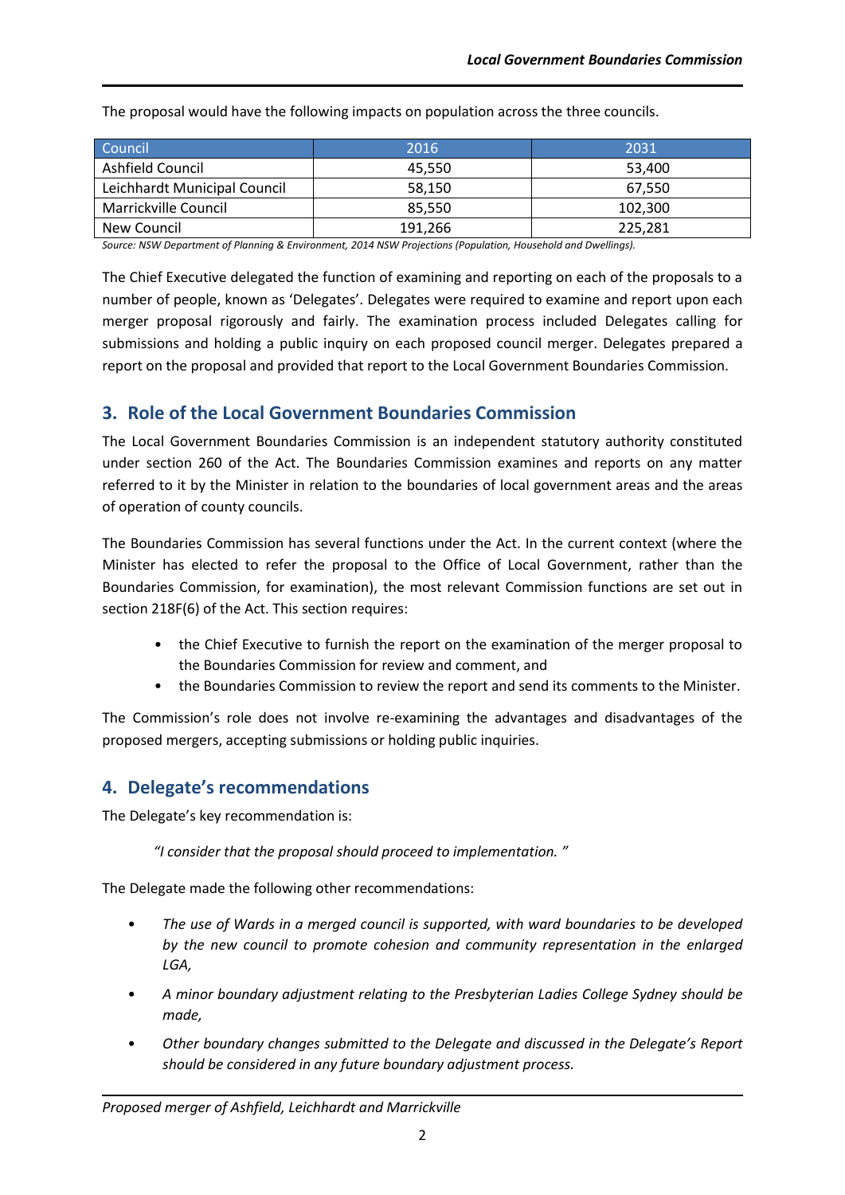The proposal would have the following impacts on population across the three councils.

| Council | 2016 | 2031 |
|---|---|---|
| Ashfield Council | 45,550 | 53,400 |
| Leichhardt Municipal Council | 58,150 | 67,550 |
| Marrickville Council | 85,550 | 102,300 |
| New Council | 191,266 | 225,281 |

*Source: NSW Department of Planning & Environment, 2014 NSW Projections (Population, Household and Dwellings).*

The Chief Executive delegated the function of examining and reporting on each of the proposals to a number of people, known as 'Delegates'. Delegates were required to examine and report upon each merger proposal rigorously and fairly. The examination process included Delegates calling for submissions and holding a public inquiry on each proposed council merger. Delegates prepared a report on the proposal and provided that report to the Local Government Boundaries Commission.

## 3. Role of the Local Government Boundaries Commission

The Local Government Boundaries Commission is an independent statutory authority constituted under section 260 of the Act. The Boundaries Commission examines and reports on any matter referred to it by the Minister in relation to the boundaries of local government areas and the areas of operation of county councils.

The Boundaries Commission has several functions under the Act. In the current context (where the Minister has elected to refer the proposal to the Office of Local Government, rather than the Boundaries Commission, for examination), the most relevant Commission functions are set out in section 218F(6) of the Act. This section requires:

- the Chief Executive to furnish the report on the examination of the merger proposal to the Boundaries Commission for review and comment, and
- the Boundaries Commission to review the report and send its comments to the Minister.

The Commission's role does not involve re-examining the advantages and disadvantages of the proposed mergers, accepting submissions or holding public inquiries.

## 4. Delegate's recommendations

The Delegate's key recommendation is:

> *"I consider that the proposal should proceed to implementation. "*

The Delegate made the following other recommendations:

- *The use of Wards in a merged council is supported, with ward boundaries to be developed by the new council to promote cohesion and community representation in the enlarged LGA,*
- *A minor boundary adjustment relating to the Presbyterian Ladies College Sydney should be made,*
- *Other boundary changes submitted to the Delegate and discussed in the Delegate's Report should be considered in any future boundary adjustment process.*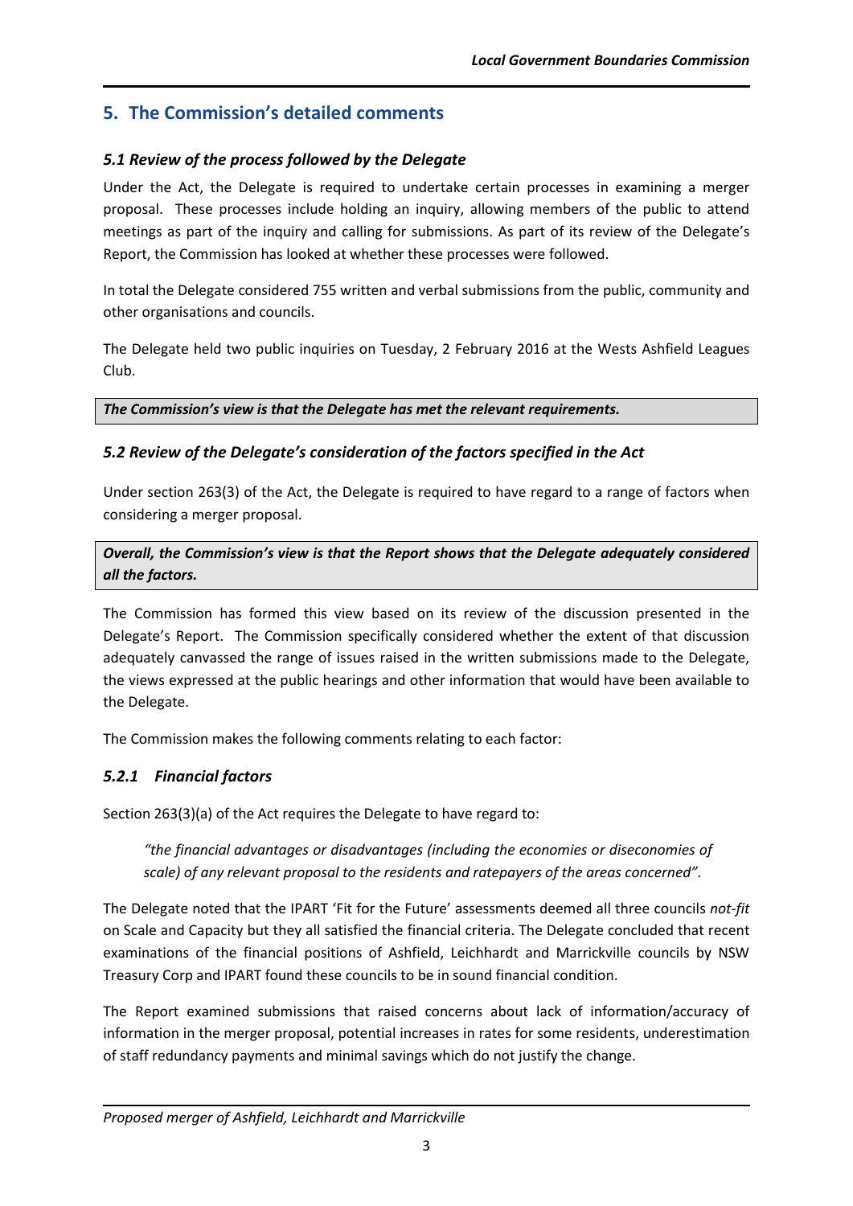## 5. The Commission's detailed comments

### *5.1 Review of the process followed by the Delegate*

Under the Act, the Delegate is required to undertake certain processes in examining a merger proposal. These processes include holding an inquiry, allowing members of the public to attend meetings as part of the inquiry and calling for submissions. As part of its review of the Delegate's Report, the Commission has looked at whether these processes were followed.

In total the Delegate considered 755 written and verbal submissions from the public, community and other organisations and councils.

The Delegate held two public inquiries on Tuesday, 2 February 2016 at the Wests Ashfield Leagues Club.

***The Commission's view is that the Delegate has met the relevant requirements.***

### *5.2 Review of the Delegate's consideration of the factors specified in the Act*

Under section 263(3) of the Act, the Delegate is required to have regard to a range of factors when considering a merger proposal.

***Overall, the Commission's view is that the Report shows that the Delegate adequately considered all the factors.***

The Commission has formed this view based on its review of the discussion presented in the Delegate's Report. The Commission specifically considered whether the extent of that discussion adequately canvassed the range of issues raised in the written submissions made to the Delegate, the views expressed at the public hearings and other information that would have been available to the Delegate.

The Commission makes the following comments relating to each factor:

### *5.2.1 Financial factors*

Section 263(3)(a) of the Act requires the Delegate to have regard to:

> *"the financial advantages or disadvantages (including the economies or diseconomies of scale) of any relevant proposal to the residents and ratepayers of the areas concerned".*

The Delegate noted that the IPART 'Fit for the Future' assessments deemed all three councils *not-fit* on Scale and Capacity but they all satisfied the financial criteria. The Delegate concluded that recent examinations of the financial positions of Ashfield, Leichhardt and Marrickville councils by NSW Treasury Corp and IPART found these councils to be in sound financial condition.

The Report examined submissions that raised concerns about lack of information/accuracy of information in the merger proposal, potential increases in rates for some residents, underestimation of staff redundancy payments and minimal savings which do not justify the change.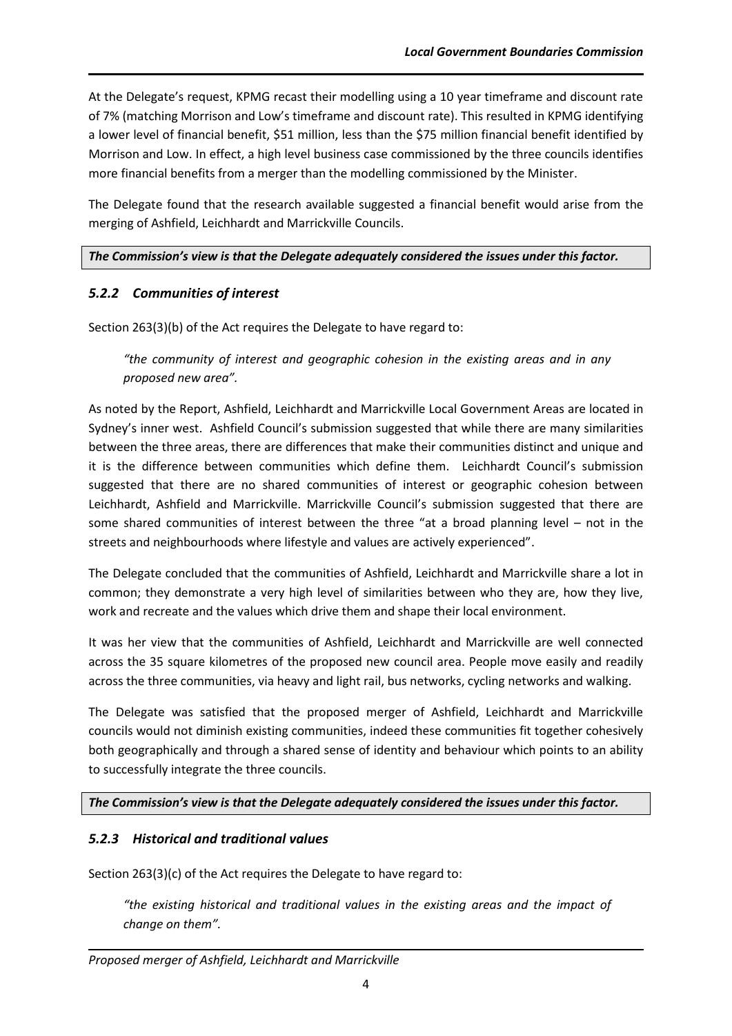At the Delegate's request, KPMG recast their modelling using a 10 year timeframe and discount rate of 7% (matching Morrison and Low's timeframe and discount rate). This resulted in KPMG identifying a lower level of financial benefit, $51 million, less than the $75 million financial benefit identified by Morrison and Low. In effect, a high level business case commissioned by the three councils identifies more financial benefits from a merger than the modelling commissioned by the Minister.

The Delegate found that the research available suggested a financial benefit would arise from the merging of Ashfield, Leichhardt and Marrickville Councils.

***The Commission's view is that the Delegate adequately considered the issues under this factor.***

### *5.2.2 Communities of interest*

Section 263(3)(b) of the Act requires the Delegate to have regard to:

> *"the community of interest and geographic cohesion in the existing areas and in any proposed new area".*

As noted by the Report, Ashfield, Leichhardt and Marrickville Local Government Areas are located in Sydney's inner west. Ashfield Council's submission suggested that while there are many similarities between the three areas, there are differences that make their communities distinct and unique and it is the difference between communities which define them. Leichhardt Council's submission suggested that there are no shared communities of interest or geographic cohesion between Leichhardt, Ashfield and Marrickville. Marrickville Council's submission suggested that there are some shared communities of interest between the three "at a broad planning level – not in the streets and neighbourhoods where lifestyle and values are actively experienced".

The Delegate concluded that the communities of Ashfield, Leichhardt and Marrickville share a lot in common; they demonstrate a very high level of similarities between who they are, how they live, work and recreate and the values which drive them and shape their local environment.

It was her view that the communities of Ashfield, Leichhardt and Marrickville are well connected across the 35 square kilometres of the proposed new council area. People move easily and readily across the three communities, via heavy and light rail, bus networks, cycling networks and walking.

The Delegate was satisfied that the proposed merger of Ashfield, Leichhardt and Marrickville councils would not diminish existing communities, indeed these communities fit together cohesively both geographically and through a shared sense of identity and behaviour which points to an ability to successfully integrate the three councils.

***The Commission's view is that the Delegate adequately considered the issues under this factor.***

### *5.2.3 Historical and traditional values*

Section 263(3)(c) of the Act requires the Delegate to have regard to:

> *"the existing historical and traditional values in the existing areas and the impact of change on them".*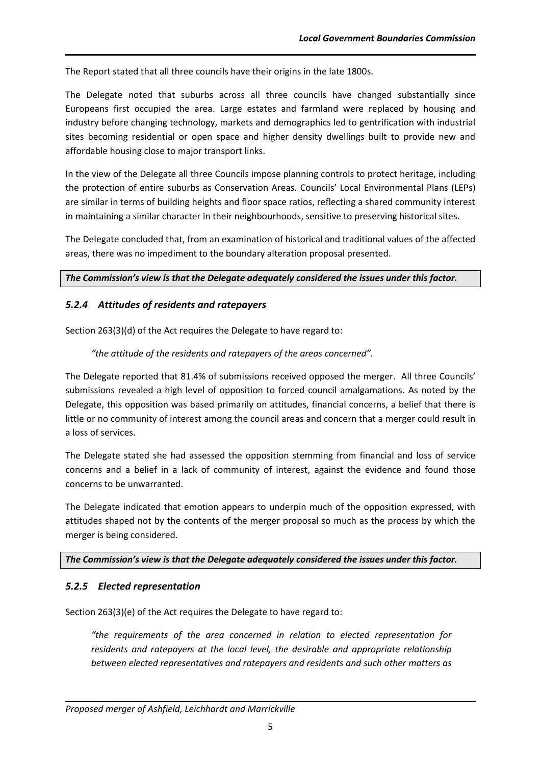The Report stated that all three councils have their origins in the late 1800s.

The Delegate noted that suburbs across all three councils have changed substantially since Europeans first occupied the area. Large estates and farmland were replaced by housing and industry before changing technology, markets and demographics led to gentrification with industrial sites becoming residential or open space and higher density dwellings built to provide new and affordable housing close to major transport links.

In the view of the Delegate all three Councils impose planning controls to protect heritage, including the protection of entire suburbs as Conservation Areas. Councils' Local Environmental Plans (LEPs) are similar in terms of building heights and floor space ratios, reflecting a shared community interest in maintaining a similar character in their neighbourhoods, sensitive to preserving historical sites.

The Delegate concluded that, from an examination of historical and traditional values of the affected areas, there was no impediment to the boundary alteration proposal presented.

***The Commission's view is that the Delegate adequately considered the issues under this factor.***

### *5.2.4 Attitudes of residents and ratepayers*

Section 263(3)(d) of the Act requires the Delegate to have regard to:

> *"the attitude of the residents and ratepayers of the areas concerned".*

The Delegate reported that 81.4% of submissions received opposed the merger. All three Councils' submissions revealed a high level of opposition to forced council amalgamations. As noted by the Delegate, this opposition was based primarily on attitudes, financial concerns, a belief that there is little or no community of interest among the council areas and concern that a merger could result in a loss of services.

The Delegate stated she had assessed the opposition stemming from financial and loss of service concerns and a belief in a lack of community of interest, against the evidence and found those concerns to be unwarranted.

The Delegate indicated that emotion appears to underpin much of the opposition expressed, with attitudes shaped not by the contents of the merger proposal so much as the process by which the merger is being considered.

***The Commission's view is that the Delegate adequately considered the issues under this factor.***

### *5.2.5 Elected representation*

Section 263(3)(e) of the Act requires the Delegate to have regard to:

> *"the requirements of the area concerned in relation to elected representation for residents and ratepayers at the local level, the desirable and appropriate relationship between elected representatives and ratepayers and residents and such other matters as*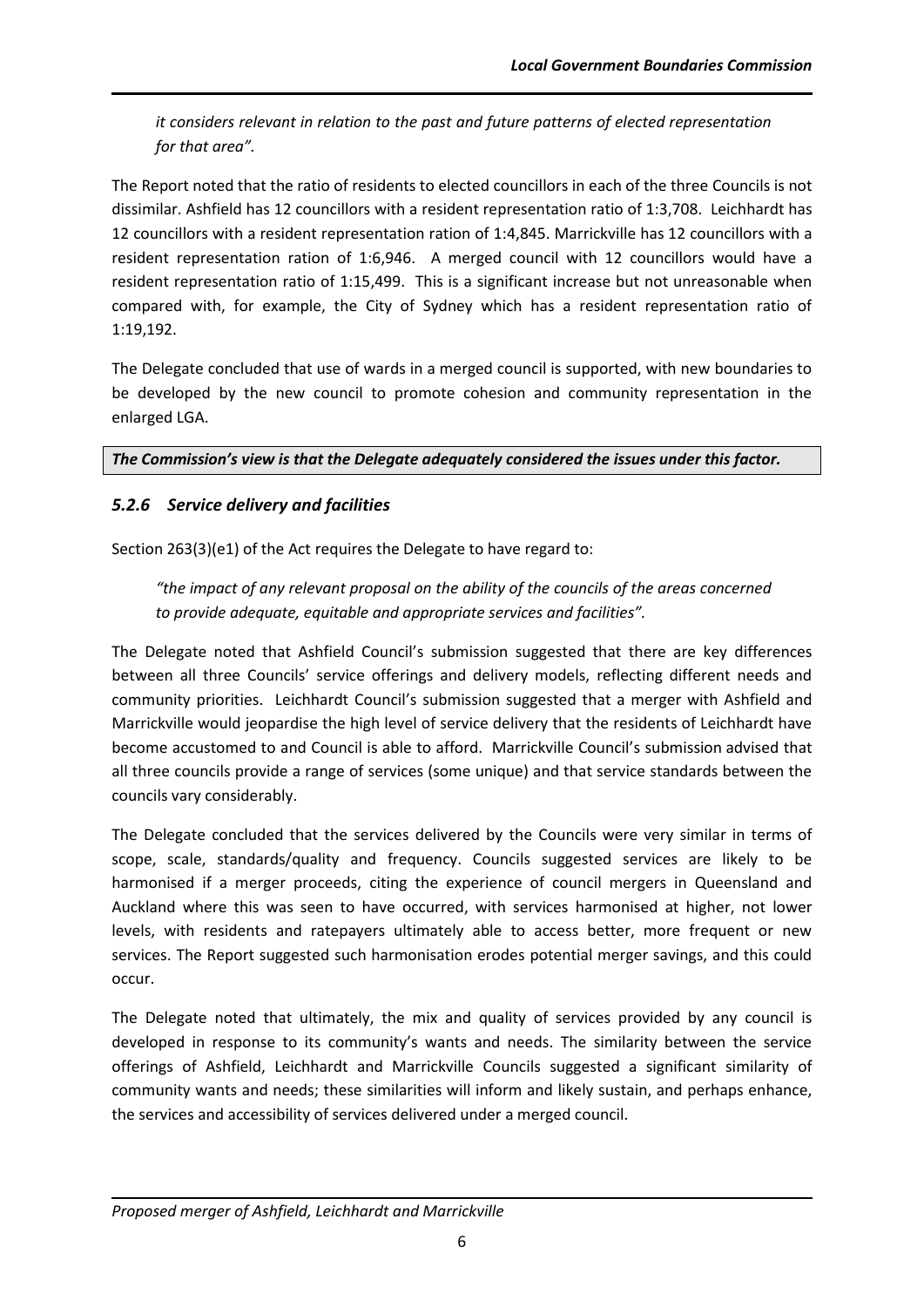*it considers relevant in relation to the past and future patterns of elected representation for that area".*

The Report noted that the ratio of residents to elected councillors in each of the three Councils is not dissimilar. Ashfield has 12 councillors with a resident representation ratio of 1:3,708. Leichhardt has 12 councillors with a resident representation ration of 1:4,845. Marrickville has 12 councillors with a resident representation ration of 1:6,946. A merged council with 12 councillors would have a resident representation ratio of 1:15,499. This is a significant increase but not unreasonable when compared with, for example, the City of Sydney which has a resident representation ratio of 1:19,192.

The Delegate concluded that use of wards in a merged council is supported, with new boundaries to be developed by the new council to promote cohesion and community representation in the enlarged LGA.

***The Commission's view is that the Delegate adequately considered the issues under this factor.***

### *5.2.6 Service delivery and facilities*

Section 263(3)(e1) of the Act requires the Delegate to have regard to:

> *"the impact of any relevant proposal on the ability of the councils of the areas concerned to provide adequate, equitable and appropriate services and facilities".*

The Delegate noted that Ashfield Council's submission suggested that there are key differences between all three Councils' service offerings and delivery models, reflecting different needs and community priorities. Leichhardt Council's submission suggested that a merger with Ashfield and Marrickville would jeopardise the high level of service delivery that the residents of Leichhardt have become accustomed to and Council is able to afford. Marrickville Council's submission advised that all three councils provide a range of services (some unique) and that service standards between the councils vary considerably.

The Delegate concluded that the services delivered by the Councils were very similar in terms of scope, scale, standards/quality and frequency. Councils suggested services are likely to be harmonised if a merger proceeds, citing the experience of council mergers in Queensland and Auckland where this was seen to have occurred, with services harmonised at higher, not lower levels, with residents and ratepayers ultimately able to access better, more frequent or new services. The Report suggested such harmonisation erodes potential merger savings, and this could occur.

The Delegate noted that ultimately, the mix and quality of services provided by any council is developed in response to its community's wants and needs. The similarity between the service offerings of Ashfield, Leichhardt and Marrickville Councils suggested a significant similarity of community wants and needs; these similarities will inform and likely sustain, and perhaps enhance, the services and accessibility of services delivered under a merged council.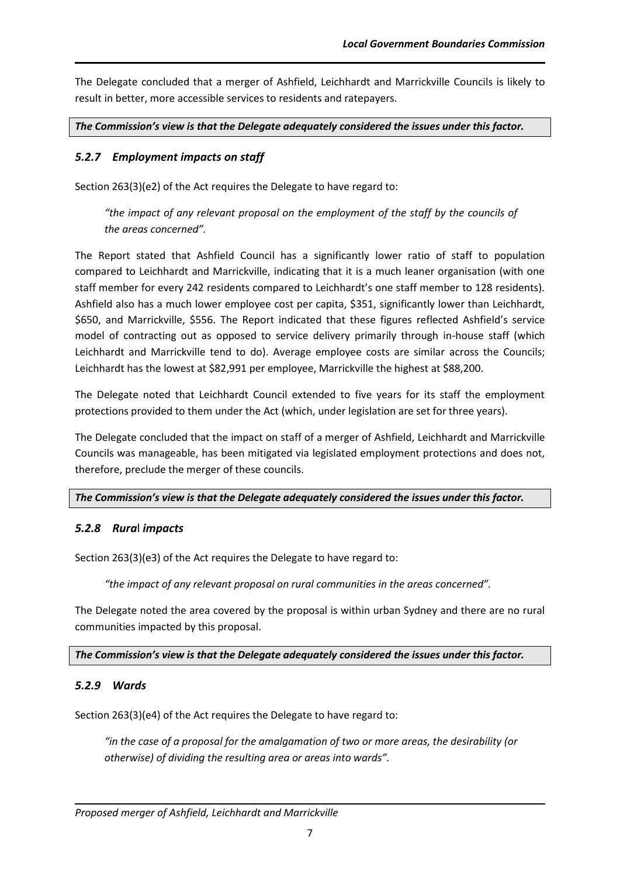The Delegate concluded that a merger of Ashfield, Leichhardt and Marrickville Councils is likely to result in better, more accessible services to residents and ratepayers.

***The Commission's view is that the Delegate adequately considered the issues under this factor.***

### *5.2.7 Employment impacts on staff*

Section 263(3)(e2) of the Act requires the Delegate to have regard to:

> *"the impact of any relevant proposal on the employment of the staff by the councils of the areas concerned".*

The Report stated that Ashfield Council has a significantly lower ratio of staff to population compared to Leichhardt and Marrickville, indicating that it is a much leaner organisation (with one staff member for every 242 residents compared to Leichhardt's one staff member to 128 residents). Ashfield also has a much lower employee cost per capita, \$351, significantly lower than Leichhardt, \$650, and Marrickville, \$556. The Report indicated that these figures reflected Ashfield's service model of contracting out as opposed to service delivery primarily through in-house staff (which Leichhardt and Marrickville tend to do). Average employee costs are similar across the Councils; Leichhardt has the lowest at \$82,991 per employee, Marrickville the highest at \$88,200.

The Delegate noted that Leichhardt Council extended to five years for its staff the employment protections provided to them under the Act (which, under legislation are set for three years).

The Delegate concluded that the impact on staff of a merger of Ashfield, Leichhardt and Marrickville Councils was manageable, has been mitigated via legislated employment protections and does not, therefore, preclude the merger of these councils.

***The Commission's view is that the Delegate adequately considered the issues under this factor.***

### *5.2.8 Rural impacts*

Section 263(3)(e3) of the Act requires the Delegate to have regard to:

> *"the impact of any relevant proposal on rural communities in the areas concerned".*

The Delegate noted the area covered by the proposal is within urban Sydney and there are no rural communities impacted by this proposal.

***The Commission's view is that the Delegate adequately considered the issues under this factor.***

### *5.2.9 Wards*

Section 263(3)(e4) of the Act requires the Delegate to have regard to:

> *"in the case of a proposal for the amalgamation of two or more areas, the desirability (or otherwise) of dividing the resulting area or areas into wards".*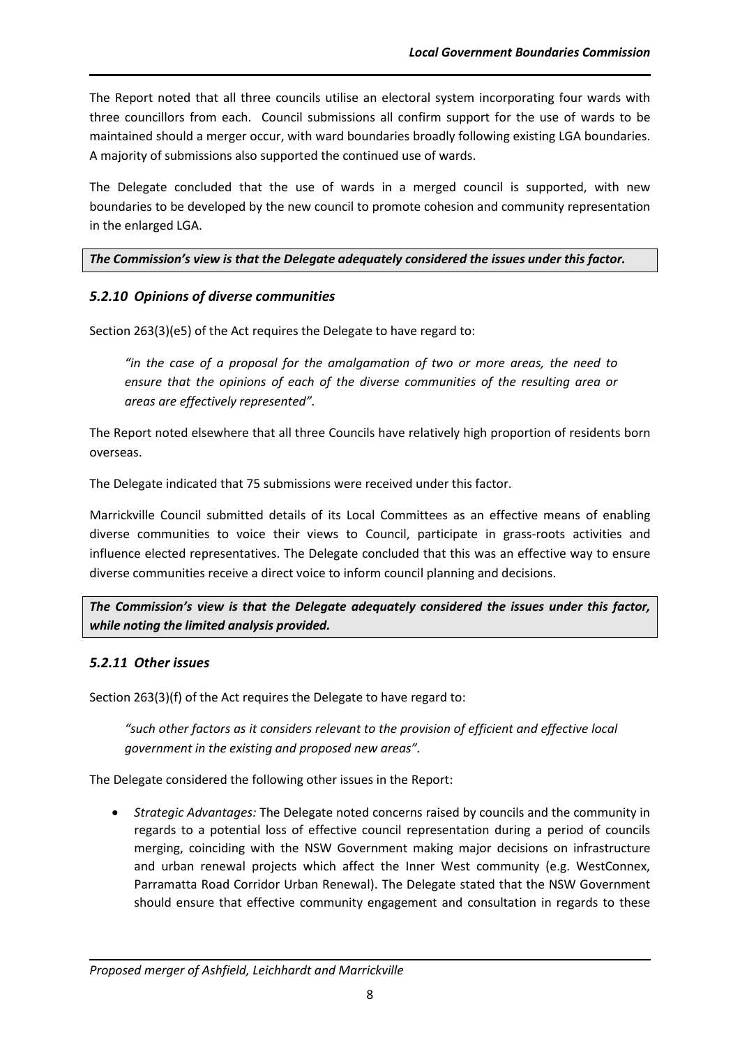The Report noted that all three councils utilise an electoral system incorporating four wards with three councillors from each. Council submissions all confirm support for the use of wards to be maintained should a merger occur, with ward boundaries broadly following existing LGA boundaries. A majority of submissions also supported the continued use of wards.

The Delegate concluded that the use of wards in a merged council is supported, with new boundaries to be developed by the new council to promote cohesion and community representation in the enlarged LGA.

***The Commission's view is that the Delegate adequately considered the issues under this factor.***

### *5.2.10 Opinions of diverse communities*

Section 263(3)(e5) of the Act requires the Delegate to have regard to:

> *"in the case of a proposal for the amalgamation of two or more areas, the need to ensure that the opinions of each of the diverse communities of the resulting area or areas are effectively represented".*

The Report noted elsewhere that all three Councils have relatively high proportion of residents born overseas.

The Delegate indicated that 75 submissions were received under this factor.

Marrickville Council submitted details of its Local Committees as an effective means of enabling diverse communities to voice their views to Council, participate in grass-roots activities and influence elected representatives. The Delegate concluded that this was an effective way to ensure diverse communities receive a direct voice to inform council planning and decisions.

***The Commission's view is that the Delegate adequately considered the issues under this factor, while noting the limited analysis provided.***

### *5.2.11 Other issues*

Section 263(3)(f) of the Act requires the Delegate to have regard to:

> *"such other factors as it considers relevant to the provision of efficient and effective local government in the existing and proposed new areas".*

The Delegate considered the following other issues in the Report:

- *Strategic Advantages:* The Delegate noted concerns raised by councils and the community in regards to a potential loss of effective council representation during a period of councils merging, coinciding with the NSW Government making major decisions on infrastructure and urban renewal projects which affect the Inner West community (e.g. WestConnex, Parramatta Road Corridor Urban Renewal). The Delegate stated that the NSW Government should ensure that effective community engagement and consultation in regards to these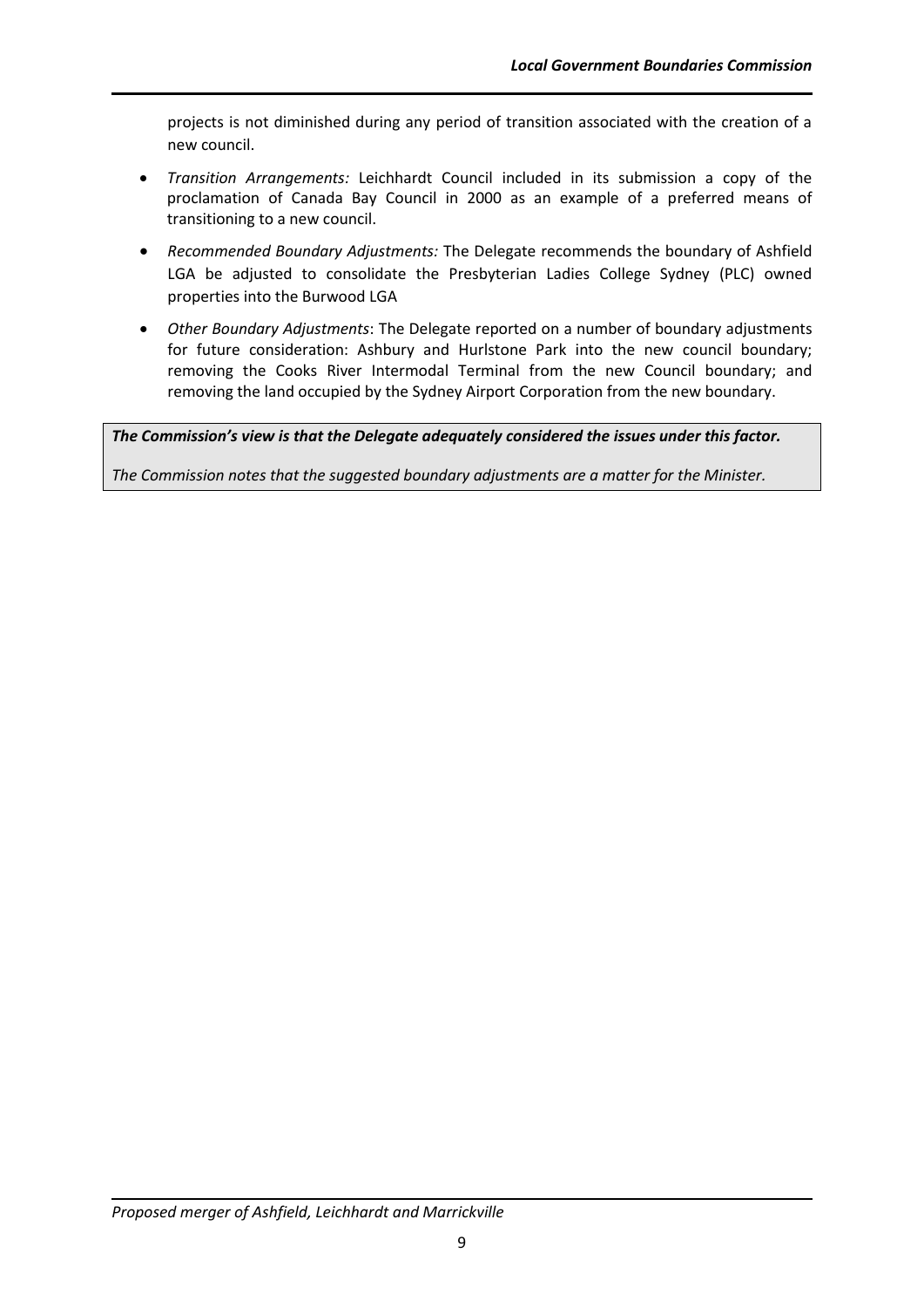projects is not diminished during any period of transition associated with the creation of a new council.

- *Transition Arrangements:* Leichhardt Council included in its submission a copy of the proclamation of Canada Bay Council in 2000 as an example of a preferred means of transitioning to a new council.
- *Recommended Boundary Adjustments:* The Delegate recommends the boundary of Ashfield LGA be adjusted to consolidate the Presbyterian Ladies College Sydney (PLC) owned properties into the Burwood LGA
- *Other Boundary Adjustments*: The Delegate reported on a number of boundary adjustments for future consideration: Ashbury and Hurlstone Park into the new council boundary; removing the Cooks River Intermodal Terminal from the new Council boundary; and removing the land occupied by the Sydney Airport Corporation from the new boundary.

***The Commission's view is that the Delegate adequately considered the issues under this factor.***

*The Commission notes that the suggested boundary adjustments are a matter for the Minister.*